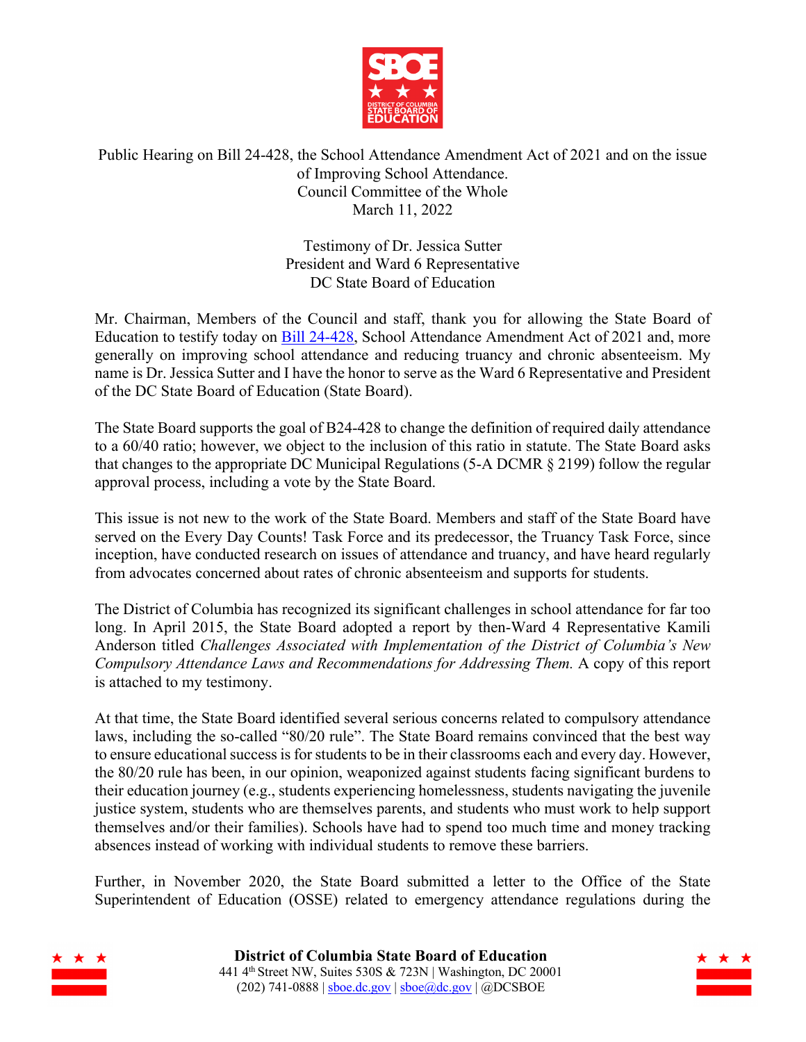Public Hearing on Bill 24-428, the School Attendance Amendment Act of 2021 and on the issue of Improving School Attendance.
Council Committee of the Whole
March 11, 2022

Testimony of Dr. Jessica Sutter
President and Ward 6 Representative
DC State Board of Education

Mr. Chairman, Members of the Council and staff, thank you for allowing the State Board of Education to testify today on Bill 24-428, School Attendance Amendment Act of 2021 and, more generally on improving school attendance and reducing truancy and chronic absenteeism. My name is Dr. Jessica Sutter and I have the honor to serve as the Ward 6 Representative and President of the DC State Board of Education (State Board).

The State Board supports the goal of B24-428 to change the definition of required daily attendance to a 60/40 ratio; however, we object to the inclusion of this ratio in statute. The State Board asks that changes to the appropriate DC Municipal Regulations (5-A DCMR § 2199) follow the regular approval process, including a vote by the State Board.

This issue is not new to the work of the State Board. Members and staff of the State Board have served on the Every Day Counts! Task Force and its predecessor, the Truancy Task Force, since inception, have conducted research on issues of attendance and truancy, and have heard regularly from advocates concerned about rates of chronic absenteeism and supports for students.

The District of Columbia has recognized its significant challenges in school attendance for far too long. In April 2015, the State Board adopted a report by then-Ward 4 Representative Kamili Anderson titled *Challenges Associated with Implementation of the District of Columbia's New Compulsory Attendance Laws and Recommendations for Addressing Them.* A copy of this report is attached to my testimony.

At that time, the State Board identified several serious concerns related to compulsory attendance laws, including the so-called "80/20 rule". The State Board remains convinced that the best way to ensure educational success is for students to be in their classrooms each and every day. However, the 80/20 rule has been, in our opinion, weaponized against students facing significant burdens to their education journey (e.g., students experiencing homelessness, students navigating the juvenile justice system, students who are themselves parents, and students who must work to help support themselves and/or their families). Schools have had to spend too much time and money tracking absences instead of working with individual students to remove these barriers.

Further, in November 2020, the State Board submitted a letter to the Office of the State Superintendent of Education (OSSE) related to emergency attendance regulations during the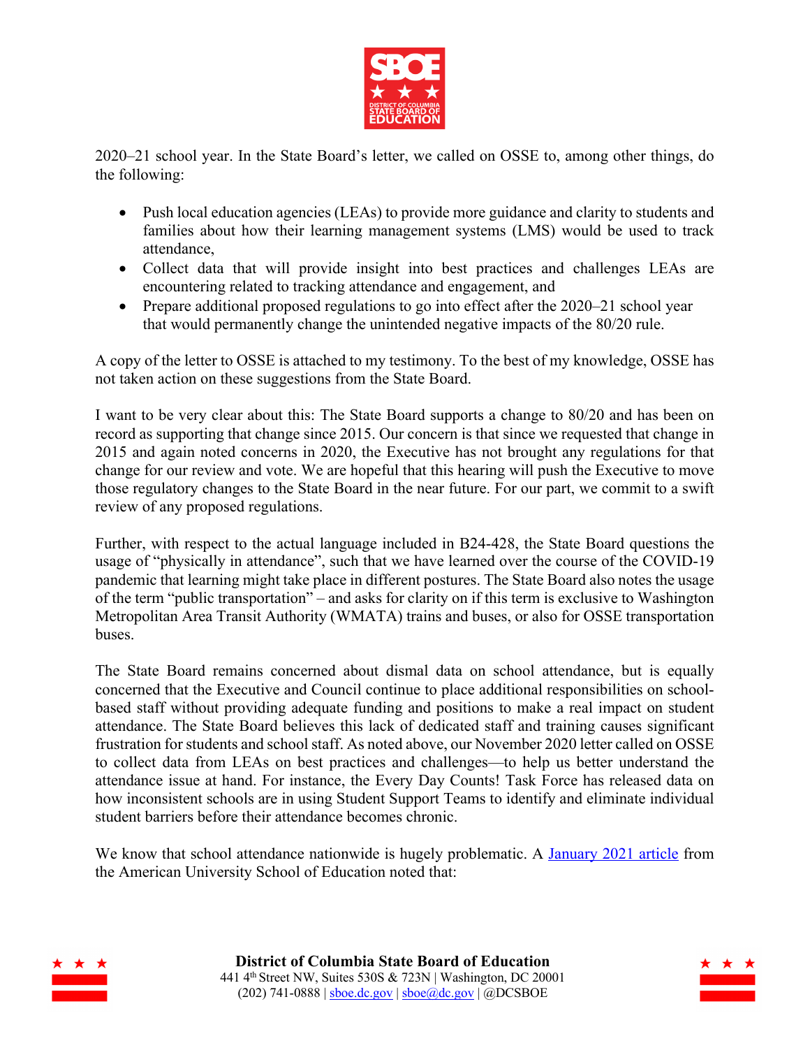2020–21 school year. In the State Board's letter, we called on OSSE to, among other things, do the following:

- Push local education agencies (LEAs) to provide more guidance and clarity to students and families about how their learning management systems (LMS) would be used to track attendance,
- Collect data that will provide insight into best practices and challenges LEAs are encountering related to tracking attendance and engagement, and
- Prepare additional proposed regulations to go into effect after the 2020–21 school year that would permanently change the unintended negative impacts of the 80/20 rule.

A copy of the letter to OSSE is attached to my testimony. To the best of my knowledge, OSSE has not taken action on these suggestions from the State Board.

I want to be very clear about this: The State Board supports a change to 80/20 and has been on record as supporting that change since 2015. Our concern is that since we requested that change in 2015 and again noted concerns in 2020, the Executive has not brought any regulations for that change for our review and vote. We are hopeful that this hearing will push the Executive to move those regulatory changes to the State Board in the near future. For our part, we commit to a swift review of any proposed regulations.

Further, with respect to the actual language included in B24-428, the State Board questions the usage of "physically in attendance", such that we have learned over the course of the COVID-19 pandemic that learning might take place in different postures. The State Board also notes the usage of the term "public transportation" – and asks for clarity on if this term is exclusive to Washington Metropolitan Area Transit Authority (WMATA) trains and buses, or also for OSSE transportation buses.

The State Board remains concerned about dismal data on school attendance, but is equally concerned that the Executive and Council continue to place additional responsibilities on school-based staff without providing adequate funding and positions to make a real impact on student attendance. The State Board believes this lack of dedicated staff and training causes significant frustration for students and school staff. As noted above, our November 2020 letter called on OSSE to collect data from LEAs on best practices and challenges—to help us better understand the attendance issue at hand. For instance, the Every Day Counts! Task Force has released data on how inconsistent schools are in using Student Support Teams to identify and eliminate individual student barriers before their attendance becomes chronic.

We know that school attendance nationwide is hugely problematic. A January 2021 article from the American University School of Education noted that: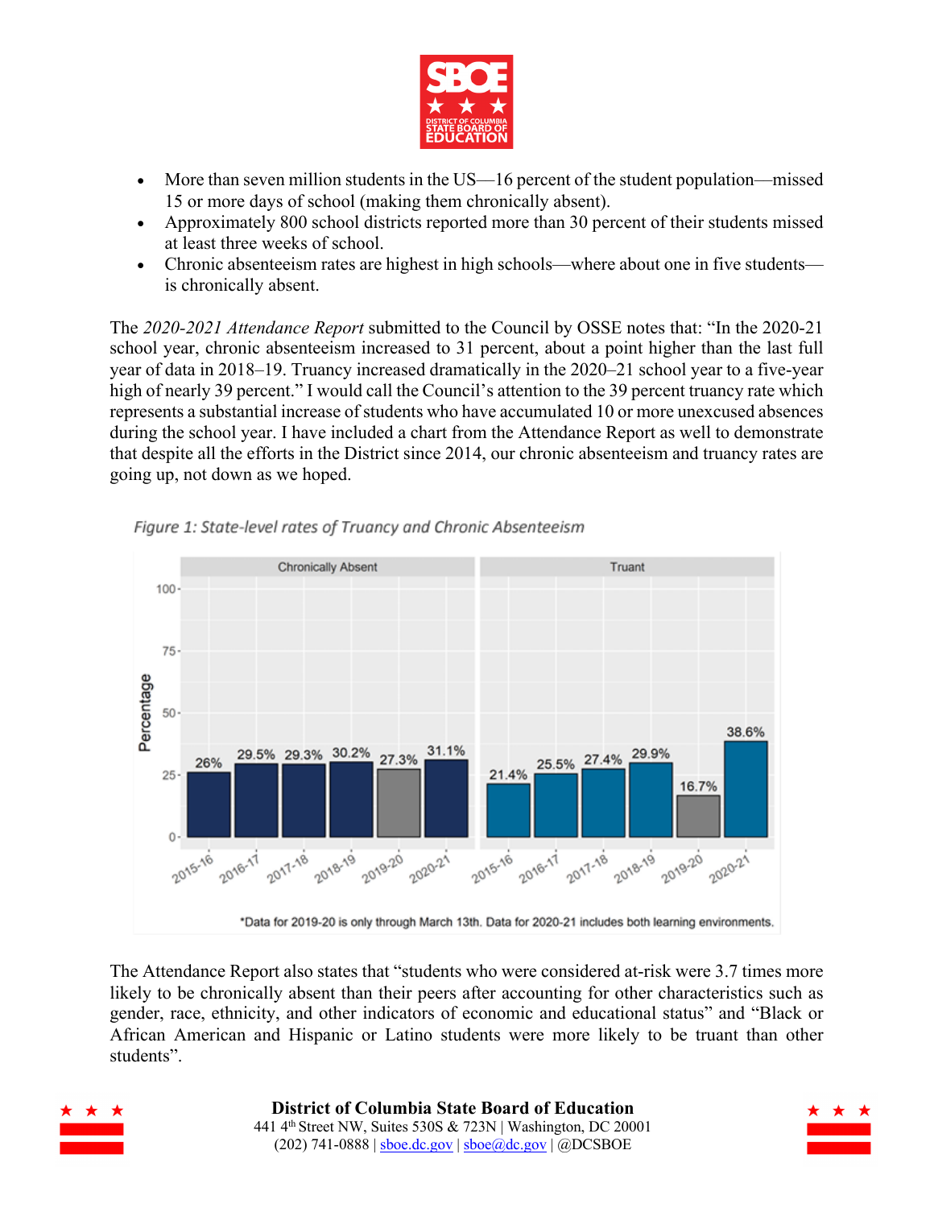- More than seven million students in the US—16 percent of the student population—missed 15 or more days of school (making them chronically absent).
- Approximately 800 school districts reported more than 30 percent of their students missed at least three weeks of school.
- Chronic absenteeism rates are highest in high schools—where about one in five students—is chronically absent.

The *2020-2021 Attendance Report* submitted to the Council by OSSE notes that: "In the 2020-21 school year, chronic absenteeism increased to 31 percent, about a point higher than the last full year of data in 2018–19. Truancy increased dramatically in the 2020–21 school year to a five-year high of nearly 39 percent." I would call the Council's attention to the 39 percent truancy rate which represents a substantial increase of students who have accumulated 10 or more unexcused absences during the school year. I have included a chart from the Attendance Report as well to demonstrate that despite all the efforts in the District since 2014, our chronic absenteeism and truancy rates are going up, not down as we hoped.

*Figure 1: State-level rates of Truancy and Chronic Absenteeism*

| School Year | Chronically Absent | Truant |
|---|---|---|
| 2015-16 | 26% | 21.4% |
| 2016-17 | 29.5% | 25.5% |
| 2017-18 | 29.3% | 27.4% |
| 2018-19 | 30.2% | 29.9% |
| 2019-20 | 27.3% | 16.7% |
| 2020-21 | 31.1% | 38.6% |

*Data for 2019-20 is only through March 13th. Data for 2020-21 includes both learning environments.

The Attendance Report also states that "students who were considered at-risk were 3.7 times more likely to be chronically absent than their peers after accounting for other characteristics such as gender, race, ethnicity, and other indicators of economic and educational status" and "Black or African American and Hispanic or Latino students were more likely to be truant than other students".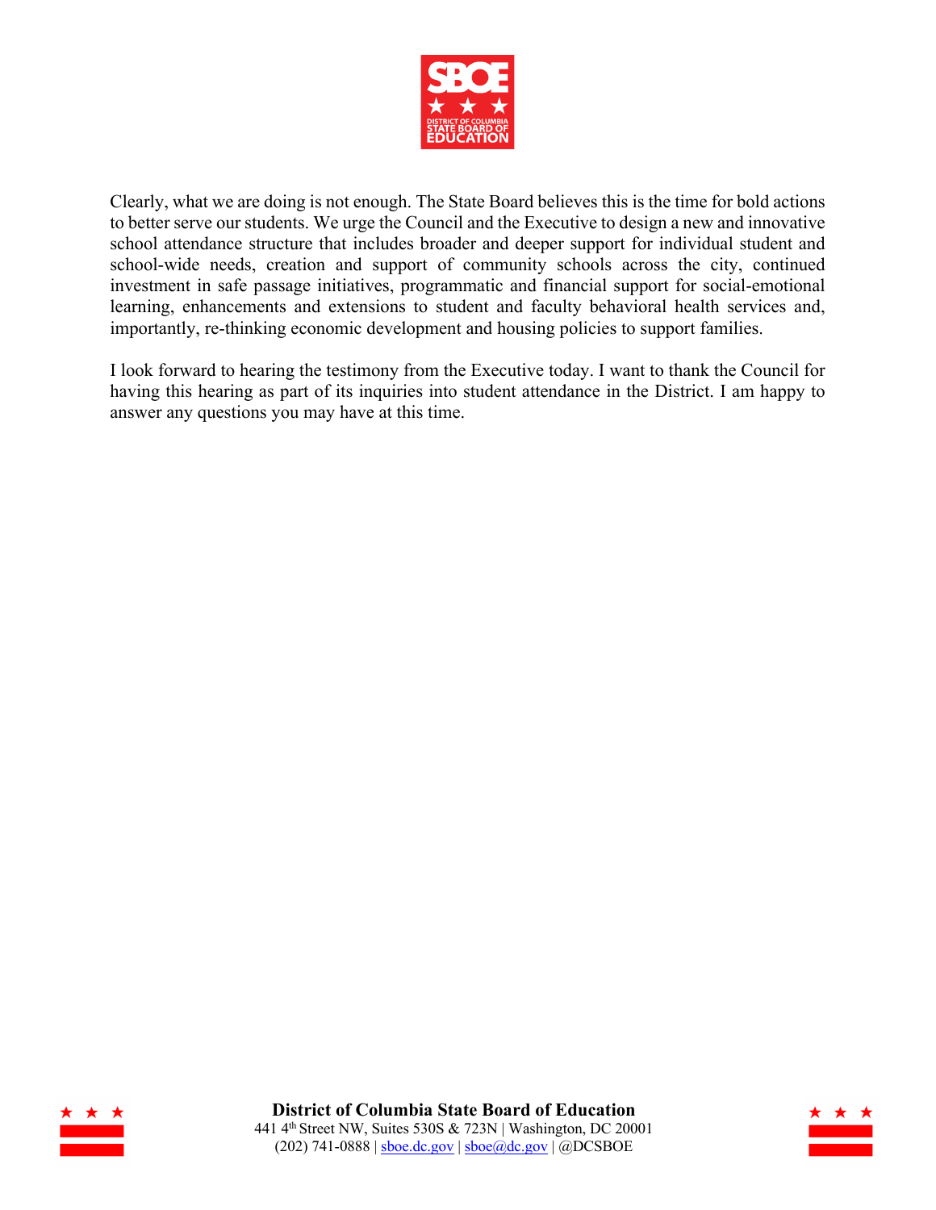Clearly, what we are doing is not enough. The State Board believes this is the time for bold actions to better serve our students. We urge the Council and the Executive to design a new and innovative school attendance structure that includes broader and deeper support for individual student and school-wide needs, creation and support of community schools across the city, continued investment in safe passage initiatives, programmatic and financial support for social-emotional learning, enhancements and extensions to student and faculty behavioral health services and, importantly, re-thinking economic development and housing policies to support families.

I look forward to hearing the testimony from the Executive today. I want to thank the Council for having this hearing as part of its inquiries into student attendance in the District. I am happy to answer any questions you may have at this time.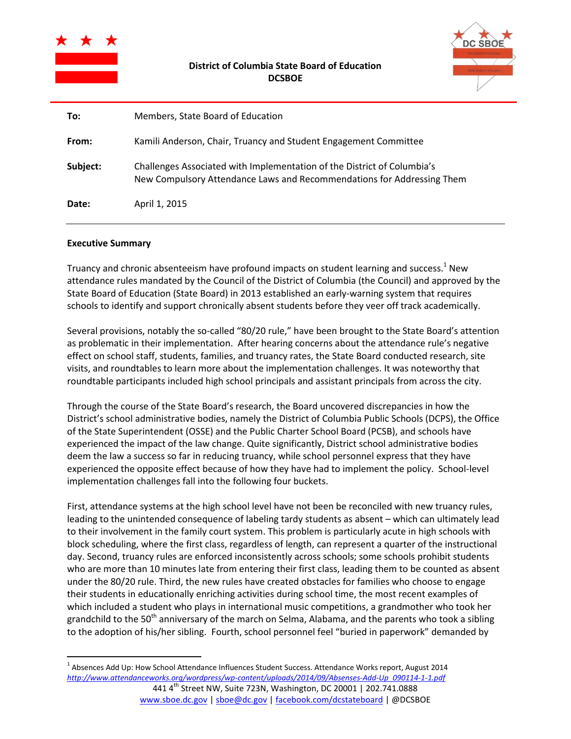**District of Columbia State Board of Education**
**DCSBOE**

| | |
|---|---|
| **To:** | Members, State Board of Education |
| **From:** | Kamili Anderson, Chair, Truancy and Student Engagement Committee |
| **Subject:** | Challenges Associated with Implementation of the District of Columbia's New Compulsory Attendance Laws and Recommendations for Addressing Them |
| **Date:** | April 1, 2015 |

**Executive Summary**

Truancy and chronic absenteeism have profound impacts on student learning and success.[1] New attendance rules mandated by the Council of the District of Columbia (the Council) and approved by the State Board of Education (State Board) in 2013 established an early-warning system that requires schools to identify and support chronically absent students before they veer off track academically.

Several provisions, notably the so-called "80/20 rule," have been brought to the State Board's attention as problematic in their implementation. After hearing concerns about the attendance rule's negative effect on school staff, students, families, and truancy rates, the State Board conducted research, site visits, and roundtables to learn more about the implementation challenges. It was noteworthy that roundtable participants included high school principals and assistant principals from across the city.

Through the course of the State Board's research, the Board uncovered discrepancies in how the District's school administrative bodies, namely the District of Columbia Public Schools (DCPS), the Office of the State Superintendent (OSSE) and the Public Charter School Board (PCSB), and schools have experienced the impact of the law change. Quite significantly, District school administrative bodies deem the law a success so far in reducing truancy, while school personnel express that they have experienced the opposite effect because of how they have had to implement the policy. School-level implementation challenges fall into the following four buckets.

First, attendance systems at the high school level have not been be reconciled with new truancy rules, leading to the unintended consequence of labeling tardy students as absent – which can ultimately lead to their involvement in the family court system. This problem is particularly acute in high schools with block scheduling, where the first class, regardless of length, can represent a quarter of the instructional day. Second, truancy rules are enforced inconsistently across schools; some schools prohibit students who are more than 10 minutes late from entering their first class, leading them to be counted as absent under the 80/20 rule. Third, the new rules have created obstacles for families who choose to engage their students in educationally enriching activities during school time, the most recent examples of which included a student who plays in international music competitions, a grandmother who took her grandchild to the 50th anniversary of the march on Selma, Alabama, and the parents who took a sibling to the adoption of his/her sibling. Fourth, school personnel feel "buried in paperwork" demanded by

---

[1] Absences Add Up: How School Attendance Influences Student Success. Attendance Works report, August 2014 http://www.attendanceworks.org/wordpress/wp-content/uploads/2014/09/Absenses-Add-Up_090114-1-1.pdf

441 4th Street NW, Suite 723N, Washington, DC 20001 | 202.741.0888
www.sboe.dc.gov | sboe@dc.gov | facebook.com/dcstateboard | @DCSBOE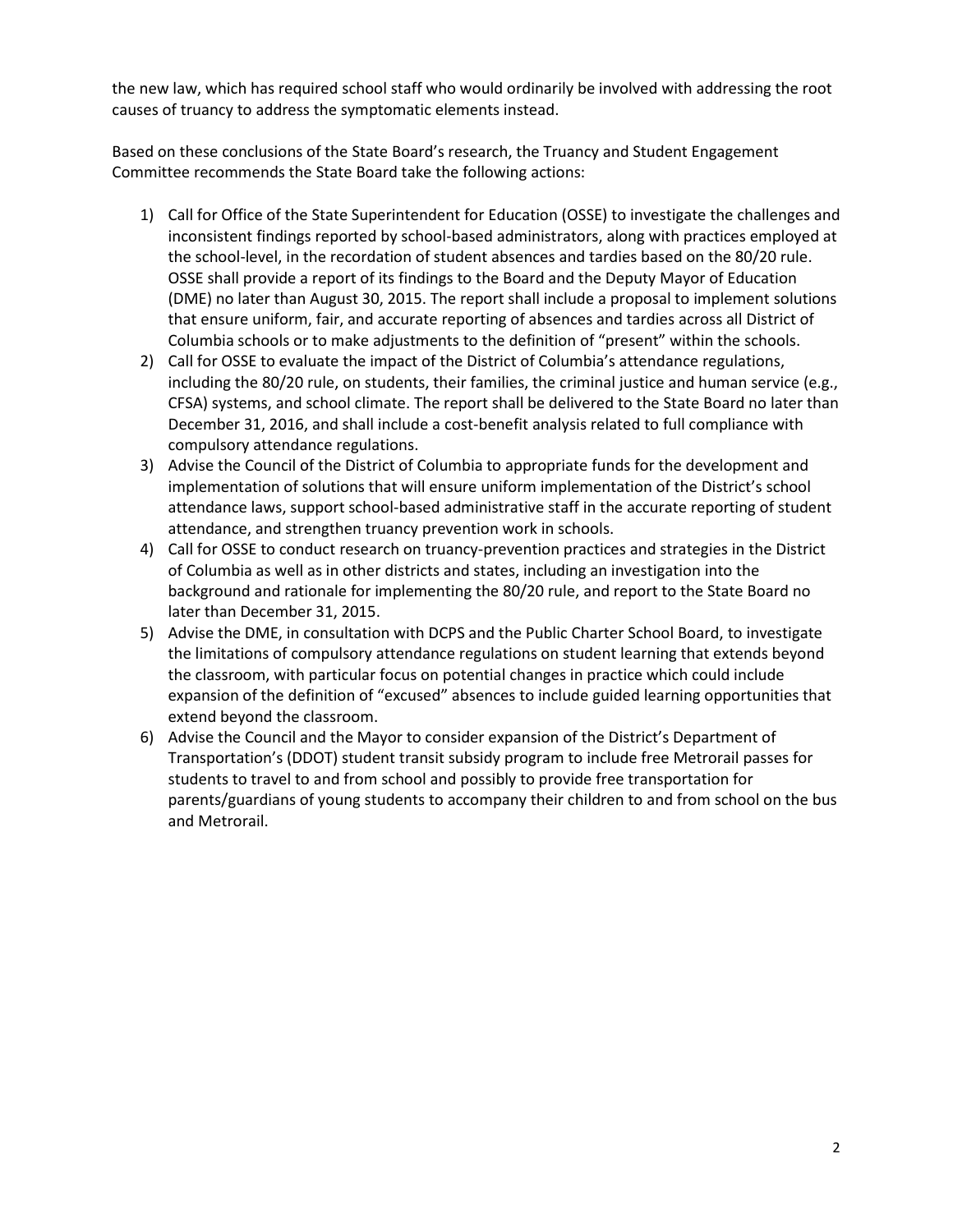the new law, which has required school staff who would ordinarily be involved with addressing the root causes of truancy to address the symptomatic elements instead.

Based on these conclusions of the State Board's research, the Truancy and Student Engagement Committee recommends the State Board take the following actions:

1) Call for Office of the State Superintendent for Education (OSSE) to investigate the challenges and inconsistent findings reported by school-based administrators, along with practices employed at the school-level, in the recordation of student absences and tardies based on the 80/20 rule. OSSE shall provide a report of its findings to the Board and the Deputy Mayor of Education (DME) no later than August 30, 2015. The report shall include a proposal to implement solutions that ensure uniform, fair, and accurate reporting of absences and tardies across all District of Columbia schools or to make adjustments to the definition of "present" within the schools.
2) Call for OSSE to evaluate the impact of the District of Columbia's attendance regulations, including the 80/20 rule, on students, their families, the criminal justice and human service (e.g., CFSA) systems, and school climate. The report shall be delivered to the State Board no later than December 31, 2016, and shall include a cost-benefit analysis related to full compliance with compulsory attendance regulations.
3) Advise the Council of the District of Columbia to appropriate funds for the development and implementation of solutions that will ensure uniform implementation of the District's school attendance laws, support school-based administrative staff in the accurate reporting of student attendance, and strengthen truancy prevention work in schools.
4) Call for OSSE to conduct research on truancy-prevention practices and strategies in the District of Columbia as well as in other districts and states, including an investigation into the background and rationale for implementing the 80/20 rule, and report to the State Board no later than December 31, 2015.
5) Advise the DME, in consultation with DCPS and the Public Charter School Board, to investigate the limitations of compulsory attendance regulations on student learning that extends beyond the classroom, with particular focus on potential changes in practice which could include expansion of the definition of "excused" absences to include guided learning opportunities that extend beyond the classroom.
6) Advise the Council and the Mayor to consider expansion of the District's Department of Transportation's (DDOT) student transit subsidy program to include free Metrorail passes for students to travel to and from school and possibly to provide free transportation for parents/guardians of young students to accompany their children to and from school on the bus and Metrorail.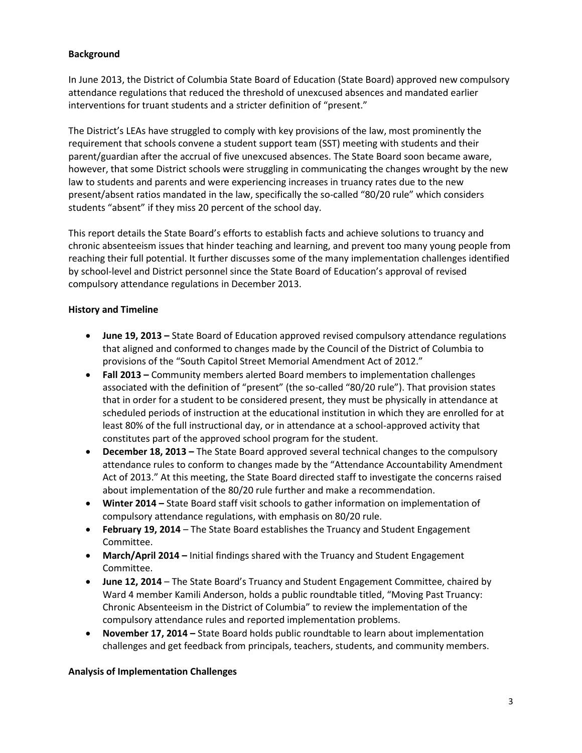**Background**

In June 2013, the District of Columbia State Board of Education (State Board) approved new compulsory attendance regulations that reduced the threshold of unexcused absences and mandated earlier interventions for truant students and a stricter definition of "present."

The District's LEAs have struggled to comply with key provisions of the law, most prominently the requirement that schools convene a student support team (SST) meeting with students and their parent/guardian after the accrual of five unexcused absences. The State Board soon became aware, however, that some District schools were struggling in communicating the changes wrought by the new law to students and parents and were experiencing increases in truancy rates due to the new present/absent ratios mandated in the law, specifically the so-called "80/20 rule" which considers students "absent" if they miss 20 percent of the school day.

This report details the State Board's efforts to establish facts and achieve solutions to truancy and chronic absenteeism issues that hinder teaching and learning, and prevent too many young people from reaching their full potential. It further discusses some of the many implementation challenges identified by school-level and District personnel since the State Board of Education's approval of revised compulsory attendance regulations in December 2013.

**History and Timeline**

- **June 19, 2013 –** State Board of Education approved revised compulsory attendance regulations that aligned and conformed to changes made by the Council of the District of Columbia to provisions of the "South Capitol Street Memorial Amendment Act of 2012."
- **Fall 2013 –** Community members alerted Board members to implementation challenges associated with the definition of "present" (the so-called "80/20 rule"). That provision states that in order for a student to be considered present, they must be physically in attendance at scheduled periods of instruction at the educational institution in which they are enrolled for at least 80% of the full instructional day, or in attendance at a school-approved activity that constitutes part of the approved school program for the student.
- **December 18, 2013 –** The State Board approved several technical changes to the compulsory attendance rules to conform to changes made by the "Attendance Accountability Amendment Act of 2013." At this meeting, the State Board directed staff to investigate the concerns raised about implementation of the 80/20 rule further and make a recommendation.
- **Winter 2014 –** State Board staff visit schools to gather information on implementation of compulsory attendance regulations, with emphasis on 80/20 rule.
- **February 19, 2014** – The State Board establishes the Truancy and Student Engagement Committee.
- **March/April 2014 –** Initial findings shared with the Truancy and Student Engagement Committee.
- **June 12, 2014** – The State Board's Truancy and Student Engagement Committee, chaired by Ward 4 member Kamili Anderson, holds a public roundtable titled, "Moving Past Truancy: Chronic Absenteeism in the District of Columbia" to review the implementation of the compulsory attendance rules and reported implementation problems.
- **November 17, 2014 –** State Board holds public roundtable to learn about implementation challenges and get feedback from principals, teachers, students, and community members.

**Analysis of Implementation Challenges**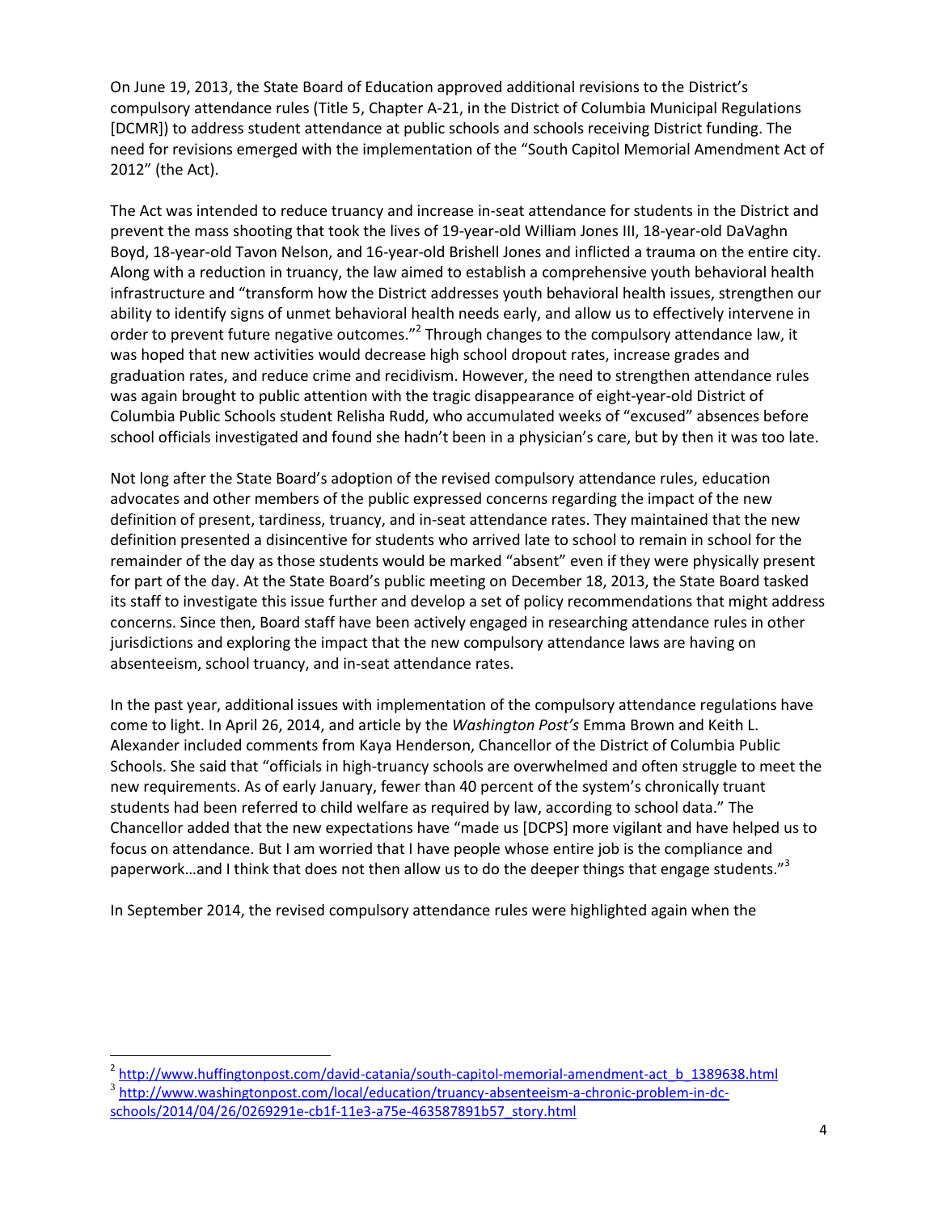On June 19, 2013, the State Board of Education approved additional revisions to the District's compulsory attendance rules (Title 5, Chapter A-21, in the District of Columbia Municipal Regulations [DCMR]) to address student attendance at public schools and schools receiving District funding. The need for revisions emerged with the implementation of the "South Capitol Memorial Amendment Act of 2012" (the Act).

The Act was intended to reduce truancy and increase in-seat attendance for students in the District and prevent the mass shooting that took the lives of 19-year-old William Jones III, 18-year-old DaVaghn Boyd, 18-year-old Tavon Nelson, and 16-year-old Brishell Jones and inflicted a trauma on the entire city. Along with a reduction in truancy, the law aimed to establish a comprehensive youth behavioral health infrastructure and "transform how the District addresses youth behavioral health issues, strengthen our ability to identify signs of unmet behavioral health needs early, and allow us to effectively intervene in order to prevent future negative outcomes."[2] Through changes to the compulsory attendance law, it was hoped that new activities would decrease high school dropout rates, increase grades and graduation rates, and reduce crime and recidivism. However, the need to strengthen attendance rules was again brought to public attention with the tragic disappearance of eight-year-old District of Columbia Public Schools student Relisha Rudd, who accumulated weeks of "excused" absences before school officials investigated and found she hadn't been in a physician's care, but by then it was too late.

Not long after the State Board's adoption of the revised compulsory attendance rules, education advocates and other members of the public expressed concerns regarding the impact of the new definition of present, tardiness, truancy, and in-seat attendance rates. They maintained that the new definition presented a disincentive for students who arrived late to school to remain in school for the remainder of the day as those students would be marked "absent" even if they were physically present for part of the day. At the State Board's public meeting on December 18, 2013, the State Board tasked its staff to investigate this issue further and develop a set of policy recommendations that might address concerns. Since then, Board staff have been actively engaged in researching attendance rules in other jurisdictions and exploring the impact that the new compulsory attendance laws are having on absenteeism, school truancy, and in-seat attendance rates.

In the past year, additional issues with implementation of the compulsory attendance regulations have come to light. In April 26, 2014, and article by the *Washington Post's* Emma Brown and Keith L. Alexander included comments from Kaya Henderson, Chancellor of the District of Columbia Public Schools. She said that "officials in high-truancy schools are overwhelmed and often struggle to meet the new requirements. As of early January, fewer than 40 percent of the system's chronically truant students had been referred to child welfare as required by law, according to school data." The Chancellor added that the new expectations have "made us [DCPS] more vigilant and have helped us to focus on attendance. But I am worried that I have people whose entire job is the compliance and paperwork…and I think that does not then allow us to do the deeper things that engage students."[3]

In September 2014, the revised compulsory attendance rules were highlighted again when the

---

[2] http://www.huffingtonpost.com/david-catania/south-capitol-memorial-amendment-act_b_1389638.html

[3] http://www.washingtonpost.com/local/education/truancy-absenteeism-a-chronic-problem-in-dc-schools/2014/04/26/0269291e-cb1f-11e3-a75e-463587891b57_story.html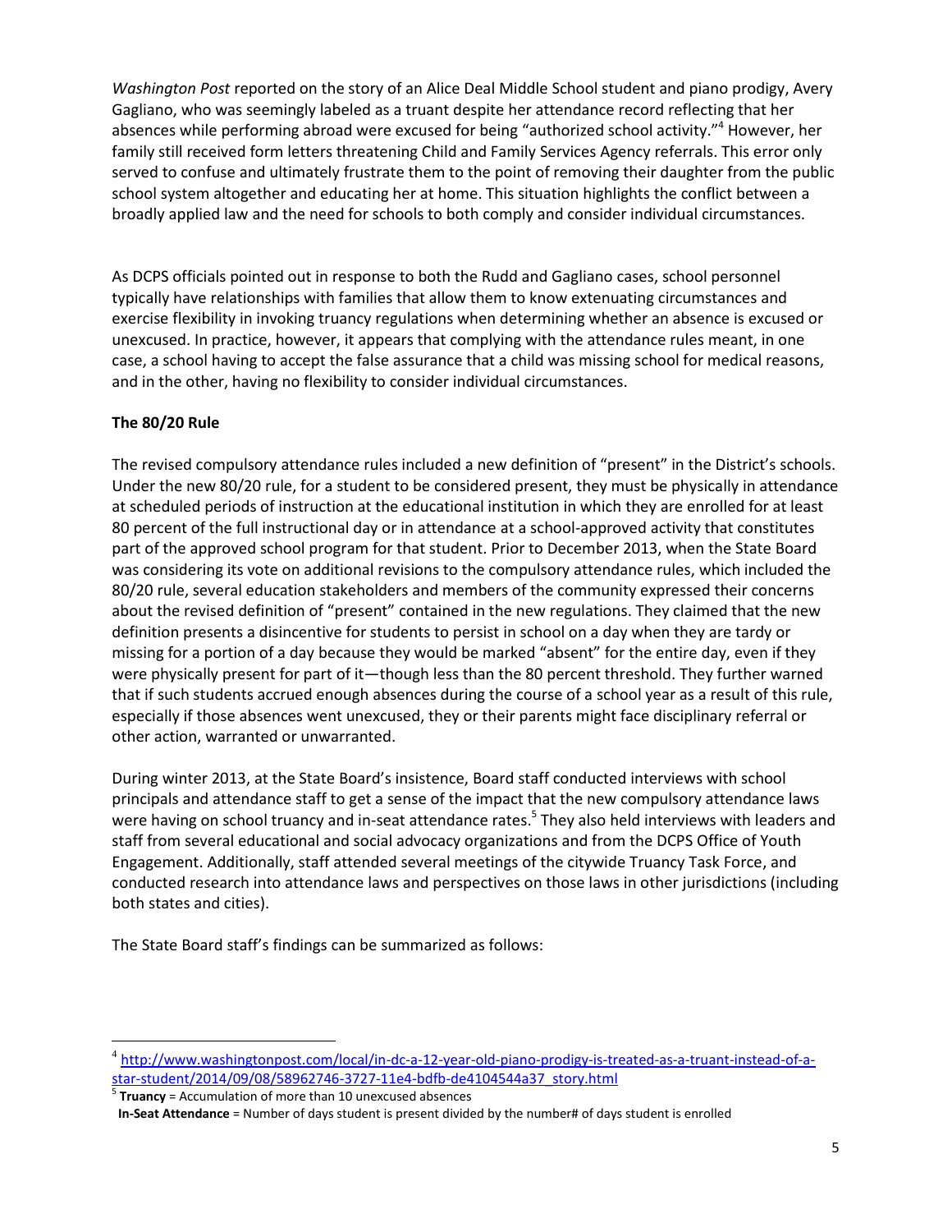*Washington Post* reported on the story of an Alice Deal Middle School student and piano prodigy, Avery Gagliano, who was seemingly labeled as a truant despite her attendance record reflecting that her absences while performing abroad were excused for being "authorized school activity."[4] However, her family still received form letters threatening Child and Family Services Agency referrals. This error only served to confuse and ultimately frustrate them to the point of removing their daughter from the public school system altogether and educating her at home. This situation highlights the conflict between a broadly applied law and the need for schools to both comply and consider individual circumstances.

As DCPS officials pointed out in response to both the Rudd and Gagliano cases, school personnel typically have relationships with families that allow them to know extenuating circumstances and exercise flexibility in invoking truancy regulations when determining whether an absence is excused or unexcused. In practice, however, it appears that complying with the attendance rules meant, in one case, a school having to accept the false assurance that a child was missing school for medical reasons, and in the other, having no flexibility to consider individual circumstances.

**The 80/20 Rule**

The revised compulsory attendance rules included a new definition of "present" in the District's schools. Under the new 80/20 rule, for a student to be considered present, they must be physically in attendance at scheduled periods of instruction at the educational institution in which they are enrolled for at least 80 percent of the full instructional day or in attendance at a school-approved activity that constitutes part of the approved school program for that student. Prior to December 2013, when the State Board was considering its vote on additional revisions to the compulsory attendance rules, which included the 80/20 rule, several education stakeholders and members of the community expressed their concerns about the revised definition of "present" contained in the new regulations. They claimed that the new definition presents a disincentive for students to persist in school on a day when they are tardy or missing for a portion of a day because they would be marked "absent" for the entire day, even if they were physically present for part of it—though less than the 80 percent threshold. They further warned that if such students accrued enough absences during the course of a school year as a result of this rule, especially if those absences went unexcused, they or their parents might face disciplinary referral or other action, warranted or unwarranted.

During winter 2013, at the State Board's insistence, Board staff conducted interviews with school principals and attendance staff to get a sense of the impact that the new compulsory attendance laws were having on school truancy and in-seat attendance rates.[5] They also held interviews with leaders and staff from several educational and social advocacy organizations and from the DCPS Office of Youth Engagement. Additionally, staff attended several meetings of the citywide Truancy Task Force, and conducted research into attendance laws and perspectives on those laws in other jurisdictions (including both states and cities).

The State Board staff's findings can be summarized as follows:

---

[4] http://www.washingtonpost.com/local/in-dc-a-12-year-old-piano-prodigy-is-treated-as-a-truant-instead-of-a-star-student/2014/09/08/58962746-3727-11e4-bdfb-de4104544a37_story.html

[5] **Truancy** = Accumulation of more than 10 unexcused absences
**In-Seat Attendance** = Number of days student is present divided by the number# of days student is enrolled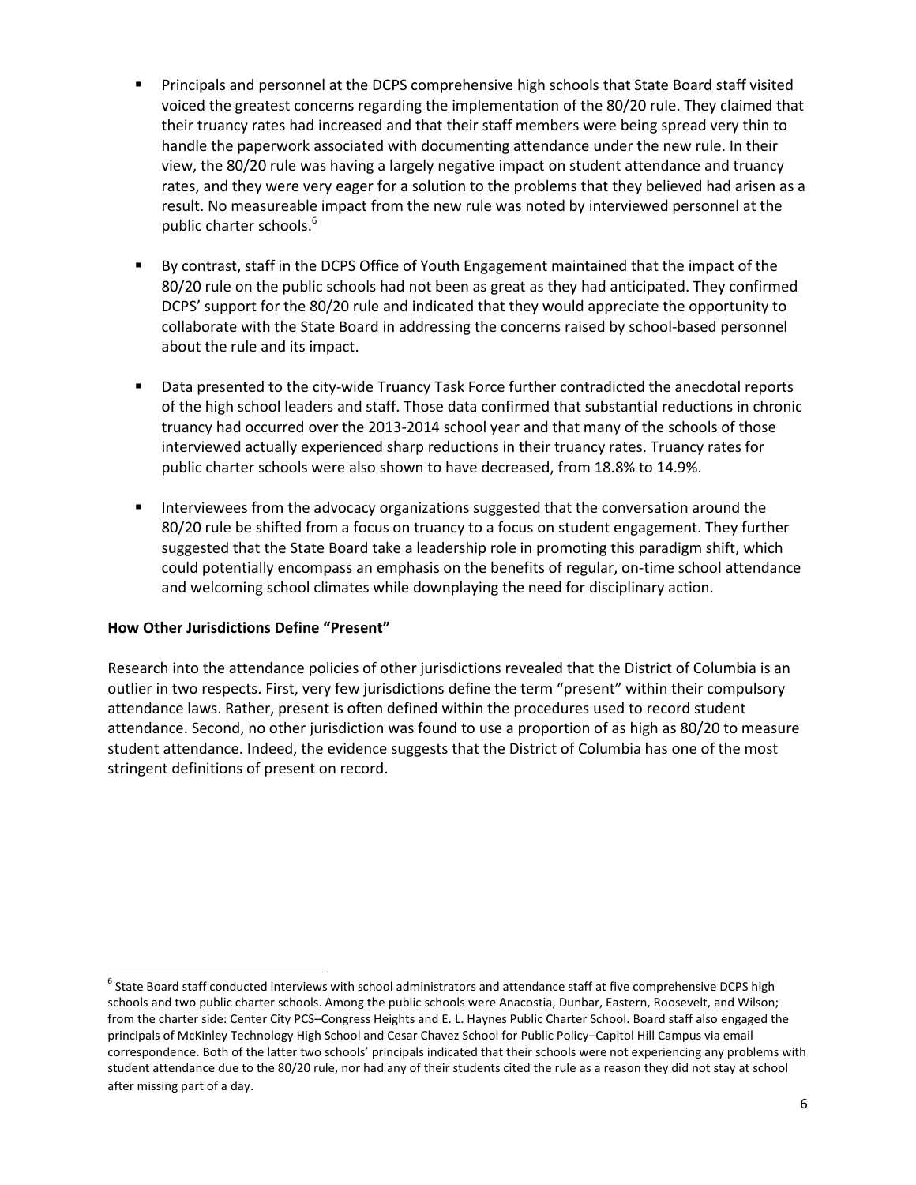- Principals and personnel at the DCPS comprehensive high schools that State Board staff visited voiced the greatest concerns regarding the implementation of the 80/20 rule. They claimed that their truancy rates had increased and that their staff members were being spread very thin to handle the paperwork associated with documenting attendance under the new rule. In their view, the 80/20 rule was having a largely negative impact on student attendance and truancy rates, and they were very eager for a solution to the problems that they believed had arisen as a result. No measureable impact from the new rule was noted by interviewed personnel at the public charter schools.[6]

- By contrast, staff in the DCPS Office of Youth Engagement maintained that the impact of the 80/20 rule on the public schools had not been as great as they had anticipated. They confirmed DCPS' support for the 80/20 rule and indicated that they would appreciate the opportunity to collaborate with the State Board in addressing the concerns raised by school-based personnel about the rule and its impact.

- Data presented to the city-wide Truancy Task Force further contradicted the anecdotal reports of the high school leaders and staff. Those data confirmed that substantial reductions in chronic truancy had occurred over the 2013-2014 school year and that many of the schools of those interviewed actually experienced sharp reductions in their truancy rates. Truancy rates for public charter schools were also shown to have decreased, from 18.8% to 14.9%.

- Interviewees from the advocacy organizations suggested that the conversation around the 80/20 rule be shifted from a focus on truancy to a focus on student engagement. They further suggested that the State Board take a leadership role in promoting this paradigm shift, which could potentially encompass an emphasis on the benefits of regular, on-time school attendance and welcoming school climates while downplaying the need for disciplinary action.

**How Other Jurisdictions Define "Present"**

Research into the attendance policies of other jurisdictions revealed that the District of Columbia is an outlier in two respects. First, very few jurisdictions define the term "present" within their compulsory attendance laws. Rather, present is often defined within the procedures used to record student attendance. Second, no other jurisdiction was found to use a proportion of as high as 80/20 to measure student attendance. Indeed, the evidence suggests that the District of Columbia has one of the most stringent definitions of present on record.

[6] State Board staff conducted interviews with school administrators and attendance staff at five comprehensive DCPS high schools and two public charter schools. Among the public schools were Anacostia, Dunbar, Eastern, Roosevelt, and Wilson; from the charter side: Center City PCS–Congress Heights and E. L. Haynes Public Charter School. Board staff also engaged the principals of McKinley Technology High School and Cesar Chavez School for Public Policy–Capitol Hill Campus via email correspondence. Both of the latter two schools' principals indicated that their schools were not experiencing any problems with student attendance due to the 80/20 rule, nor had any of their students cited the rule as a reason they did not stay at school after missing part of a day.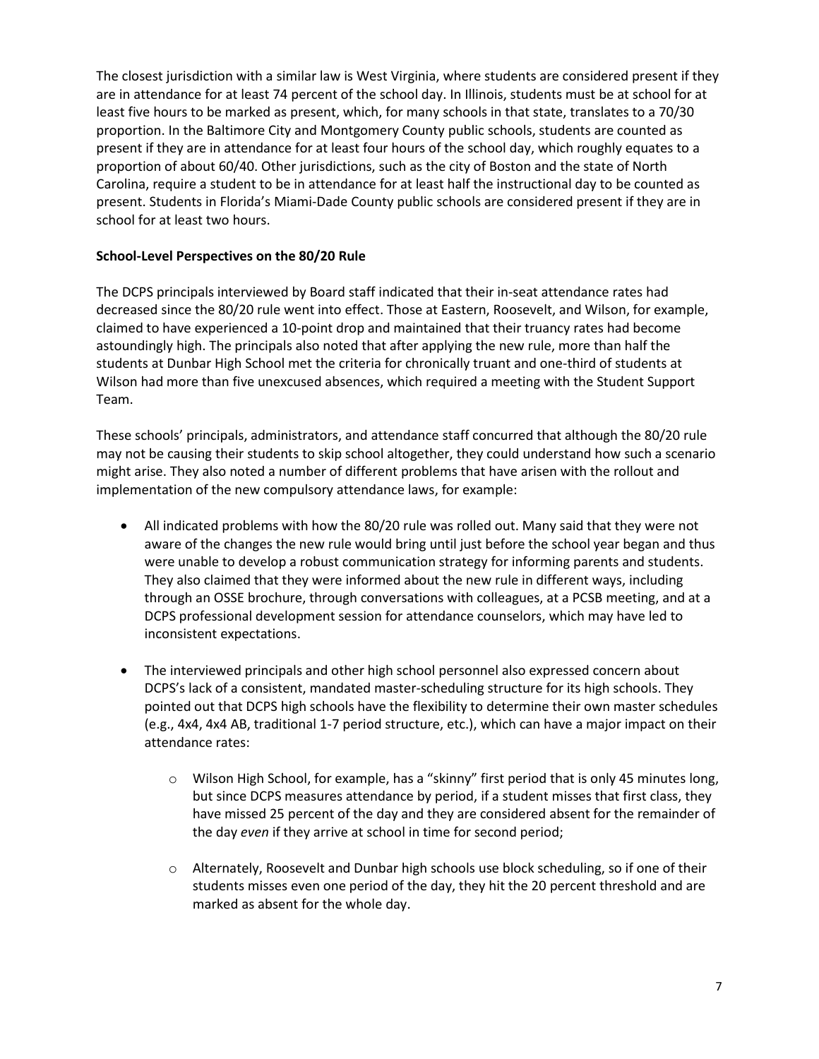The closest jurisdiction with a similar law is West Virginia, where students are considered present if they are in attendance for at least 74 percent of the school day. In Illinois, students must be at school for at least five hours to be marked as present, which, for many schools in that state, translates to a 70/30 proportion. In the Baltimore City and Montgomery County public schools, students are counted as present if they are in attendance for at least four hours of the school day, which roughly equates to a proportion of about 60/40. Other jurisdictions, such as the city of Boston and the state of North Carolina, require a student to be in attendance for at least half the instructional day to be counted as present. Students in Florida's Miami-Dade County public schools are considered present if they are in school for at least two hours.

**School-Level Perspectives on the 80/20 Rule**

The DCPS principals interviewed by Board staff indicated that their in-seat attendance rates had decreased since the 80/20 rule went into effect. Those at Eastern, Roosevelt, and Wilson, for example, claimed to have experienced a 10-point drop and maintained that their truancy rates had become astoundingly high. The principals also noted that after applying the new rule, more than half the students at Dunbar High School met the criteria for chronically truant and one-third of students at Wilson had more than five unexcused absences, which required a meeting with the Student Support Team.

These schools' principals, administrators, and attendance staff concurred that although the 80/20 rule may not be causing their students to skip school altogether, they could understand how such a scenario might arise. They also noted a number of different problems that have arisen with the rollout and implementation of the new compulsory attendance laws, for example:

- All indicated problems with how the 80/20 rule was rolled out. Many said that they were not aware of the changes the new rule would bring until just before the school year began and thus were unable to develop a robust communication strategy for informing parents and students. They also claimed that they were informed about the new rule in different ways, including through an OSSE brochure, through conversations with colleagues, at a PCSB meeting, and at a DCPS professional development session for attendance counselors, which may have led to inconsistent expectations.

- The interviewed principals and other high school personnel also expressed concern about DCPS's lack of a consistent, mandated master-scheduling structure for its high schools. They pointed out that DCPS high schools have the flexibility to determine their own master schedules (e.g., 4x4, 4x4 AB, traditional 1-7 period structure, etc.), which can have a major impact on their attendance rates:

    - Wilson High School, for example, has a "skinny" first period that is only 45 minutes long, but since DCPS measures attendance by period, if a student misses that first class, they have missed 25 percent of the day and they are considered absent for the remainder of the day *even* if they arrive at school in time for second period;

    - Alternately, Roosevelt and Dunbar high schools use block scheduling, so if one of their students misses even one period of the day, they hit the 20 percent threshold and are marked as absent for the whole day.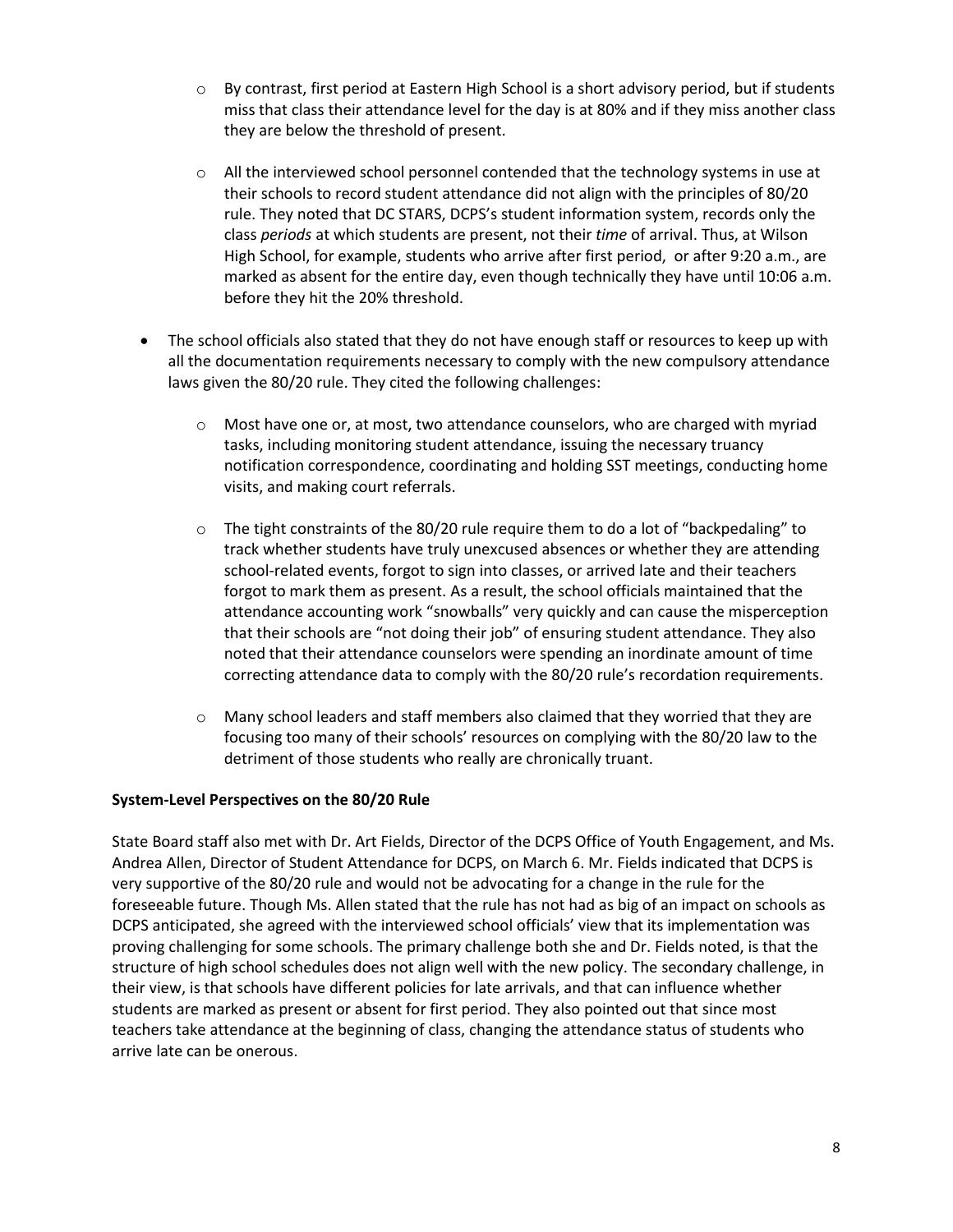- By contrast, first period at Eastern High School is a short advisory period, but if students miss that class their attendance level for the day is at 80% and if they miss another class they are below the threshold of present.

    - All the interviewed school personnel contended that the technology systems in use at their schools to record student attendance did not align with the principles of 80/20 rule. They noted that DC STARS, DCPS's student information system, records only the class *periods* at which students are present, not their *time* of arrival. Thus, at Wilson High School, for example, students who arrive after first period, or after 9:20 a.m., are marked as absent for the entire day, even though technically they have until 10:06 a.m. before they hit the 20% threshold.

- The school officials also stated that they do not have enough staff or resources to keep up with all the documentation requirements necessary to comply with the new compulsory attendance laws given the 80/20 rule. They cited the following challenges:

    - Most have one or, at most, two attendance counselors, who are charged with myriad tasks, including monitoring student attendance, issuing the necessary truancy notification correspondence, coordinating and holding SST meetings, conducting home visits, and making court referrals.

    - The tight constraints of the 80/20 rule require them to do a lot of "backpedaling" to track whether students have truly unexcused absences or whether they are attending school-related events, forgot to sign into classes, or arrived late and their teachers forgot to mark them as present. As a result, the school officials maintained that the attendance accounting work "snowballs" very quickly and can cause the misperception that their schools are "not doing their job" of ensuring student attendance. They also noted that their attendance counselors were spending an inordinate amount of time correcting attendance data to comply with the 80/20 rule's recordation requirements.

    - Many school leaders and staff members also claimed that they worried that they are focusing too many of their schools' resources on complying with the 80/20 law to the detriment of those students who really are chronically truant.

**System-Level Perspectives on the 80/20 Rule**

State Board staff also met with Dr. Art Fields, Director of the DCPS Office of Youth Engagement, and Ms. Andrea Allen, Director of Student Attendance for DCPS, on March 6. Mr. Fields indicated that DCPS is very supportive of the 80/20 rule and would not be advocating for a change in the rule for the foreseeable future. Though Ms. Allen stated that the rule has not had as big of an impact on schools as DCPS anticipated, she agreed with the interviewed school officials' view that its implementation was proving challenging for some schools. The primary challenge both she and Dr. Fields noted, is that the structure of high school schedules does not align well with the new policy. The secondary challenge, in their view, is that schools have different policies for late arrivals, and that can influence whether students are marked as present or absent for first period. They also pointed out that since most teachers take attendance at the beginning of class, changing the attendance status of students who arrive late can be onerous.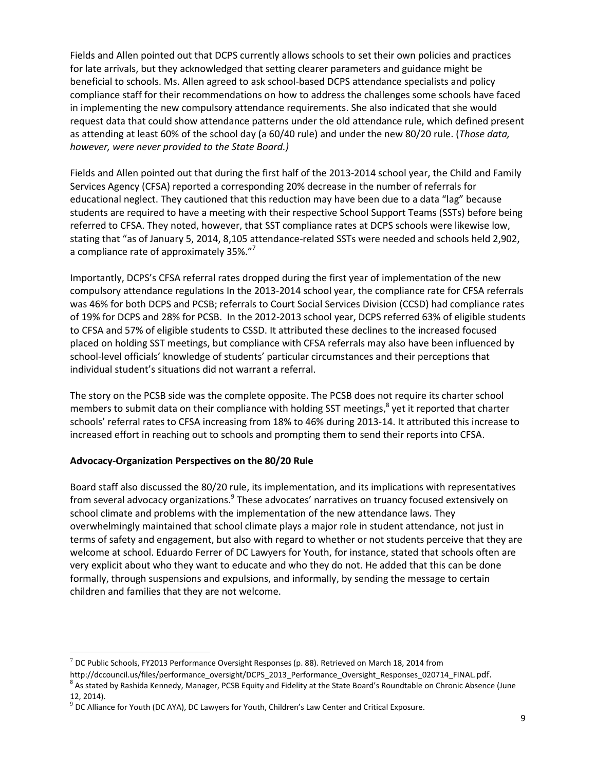Fields and Allen pointed out that DCPS currently allows schools to set their own policies and practices for late arrivals, but they acknowledged that setting clearer parameters and guidance might be beneficial to schools. Ms. Allen agreed to ask school-based DCPS attendance specialists and policy compliance staff for their recommendations on how to address the challenges some schools have faced in implementing the new compulsory attendance requirements. She also indicated that she would request data that could show attendance patterns under the old attendance rule, which defined present as attending at least 60% of the school day (a 60/40 rule) and under the new 80/20 rule. (*Those data, however, were never provided to the State Board.)*

Fields and Allen pointed out that during the first half of the 2013-2014 school year, the Child and Family Services Agency (CFSA) reported a corresponding 20% decrease in the number of referrals for educational neglect. They cautioned that this reduction may have been due to a data "lag" because students are required to have a meeting with their respective School Support Teams (SSTs) before being referred to CFSA. They noted, however, that SST compliance rates at DCPS schools were likewise low, stating that "as of January 5, 2014, 8,105 attendance-related SSTs were needed and schools held 2,902, a compliance rate of approximately 35%."[7]

Importantly, DCPS's CFSA referral rates dropped during the first year of implementation of the new compulsory attendance regulations In the 2013-2014 school year, the compliance rate for CFSA referrals was 46% for both DCPS and PCSB; referrals to Court Social Services Division (CCSD) had compliance rates of 19% for DCPS and 28% for PCSB. In the 2012-2013 school year, DCPS referred 63% of eligible students to CFSA and 57% of eligible students to CSSD. It attributed these declines to the increased focused placed on holding SST meetings, but compliance with CFSA referrals may also have been influenced by school-level officials' knowledge of students' particular circumstances and their perceptions that individual student's situations did not warrant a referral.

The story on the PCSB side was the complete opposite. The PCSB does not require its charter school members to submit data on their compliance with holding SST meetings,[8] yet it reported that charter schools' referral rates to CFSA increasing from 18% to 46% during 2013-14. It attributed this increase to increased effort in reaching out to schools and prompting them to send their reports into CFSA.

**Advocacy-Organization Perspectives on the 80/20 Rule**

Board staff also discussed the 80/20 rule, its implementation, and its implications with representatives from several advocacy organizations.[9] These advocates' narratives on truancy focused extensively on school climate and problems with the implementation of the new attendance laws. They overwhelmingly maintained that school climate plays a major role in student attendance, not just in terms of safety and engagement, but also with regard to whether or not students perceive that they are welcome at school. Eduardo Ferrer of DC Lawyers for Youth, for instance, stated that schools often are very explicit about who they want to educate and who they do not. He added that this can be done formally, through suspensions and expulsions, and informally, by sending the message to certain children and families that they are not welcome.

---

[7] DC Public Schools, FY2013 Performance Oversight Responses (p. 88). Retrieved on March 18, 2014 from http://dccouncil.us/files/performance_oversight/DCPS_2013_Performance_Oversight_Responses_020714_FINAL.pdf.

[8] As stated by Rashida Kennedy, Manager, PCSB Equity and Fidelity at the State Board's Roundtable on Chronic Absence (June 12, 2014).

[9] DC Alliance for Youth (DC AYA), DC Lawyers for Youth, Children's Law Center and Critical Exposure.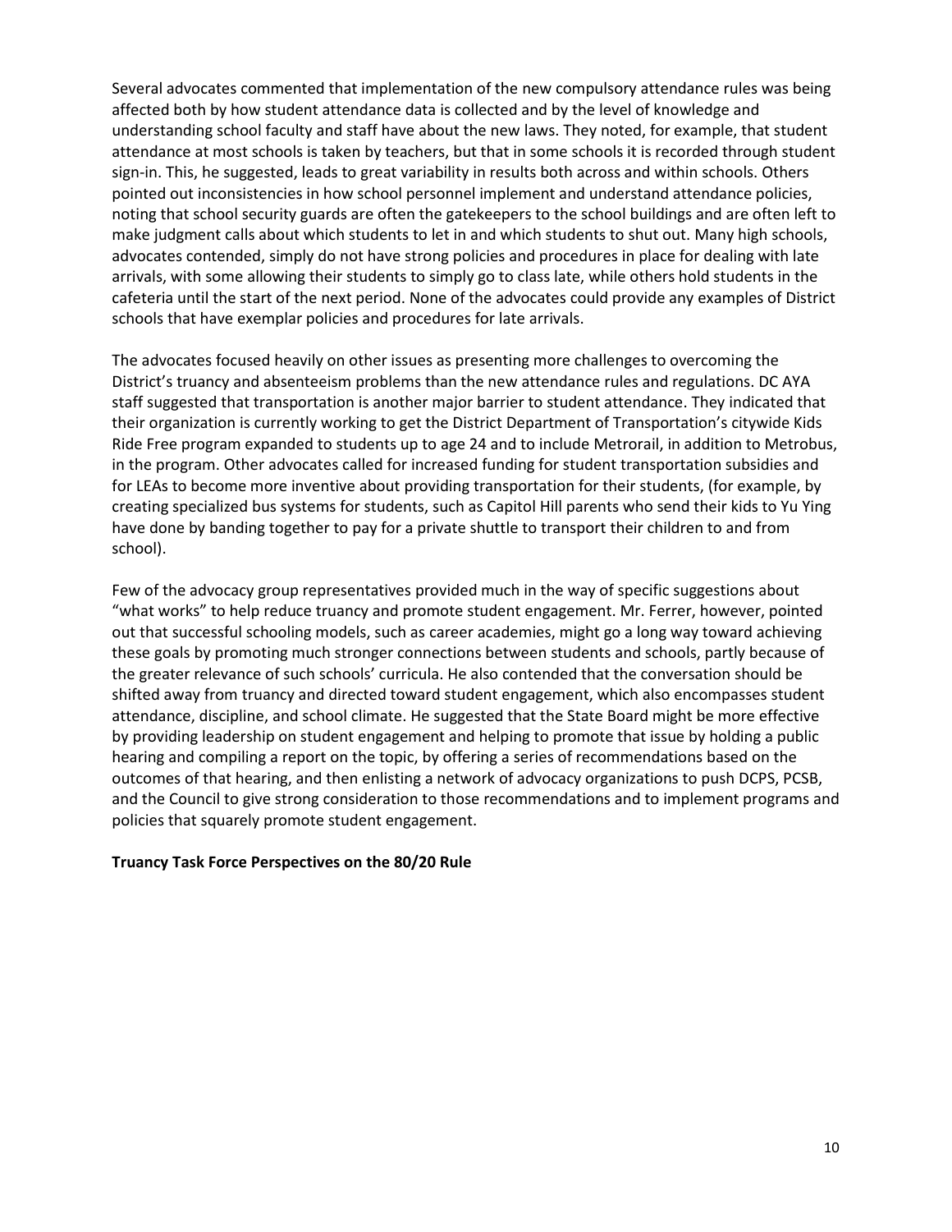Several advocates commented that implementation of the new compulsory attendance rules was being affected both by how student attendance data is collected and by the level of knowledge and understanding school faculty and staff have about the new laws. They noted, for example, that student attendance at most schools is taken by teachers, but that in some schools it is recorded through student sign-in. This, he suggested, leads to great variability in results both across and within schools. Others pointed out inconsistencies in how school personnel implement and understand attendance policies, noting that school security guards are often the gatekeepers to the school buildings and are often left to make judgment calls about which students to let in and which students to shut out. Many high schools, advocates contended, simply do not have strong policies and procedures in place for dealing with late arrivals, with some allowing their students to simply go to class late, while others hold students in the cafeteria until the start of the next period. None of the advocates could provide any examples of District schools that have exemplar policies and procedures for late arrivals.

The advocates focused heavily on other issues as presenting more challenges to overcoming the District's truancy and absenteeism problems than the new attendance rules and regulations. DC AYA staff suggested that transportation is another major barrier to student attendance. They indicated that their organization is currently working to get the District Department of Transportation's citywide Kids Ride Free program expanded to students up to age 24 and to include Metrorail, in addition to Metrobus, in the program. Other advocates called for increased funding for student transportation subsidies and for LEAs to become more inventive about providing transportation for their students, (for example, by creating specialized bus systems for students, such as Capitol Hill parents who send their kids to Yu Ying have done by banding together to pay for a private shuttle to transport their children to and from school).

Few of the advocacy group representatives provided much in the way of specific suggestions about "what works" to help reduce truancy and promote student engagement. Mr. Ferrer, however, pointed out that successful schooling models, such as career academies, might go a long way toward achieving these goals by promoting much stronger connections between students and schools, partly because of the greater relevance of such schools' curricula. He also contended that the conversation should be shifted away from truancy and directed toward student engagement, which also encompasses student attendance, discipline, and school climate. He suggested that the State Board might be more effective by providing leadership on student engagement and helping to promote that issue by holding a public hearing and compiling a report on the topic, by offering a series of recommendations based on the outcomes of that hearing, and then enlisting a network of advocacy organizations to push DCPS, PCSB, and the Council to give strong consideration to those recommendations and to implement programs and policies that squarely promote student engagement.

**Truancy Task Force Perspectives on the 80/20 Rule**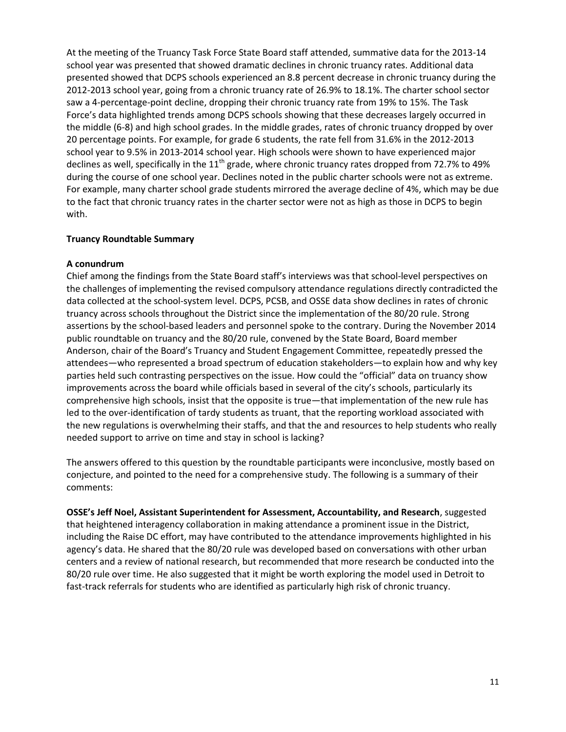At the meeting of the Truancy Task Force State Board staff attended, summative data for the 2013-14 school year was presented that showed dramatic declines in chronic truancy rates. Additional data presented showed that DCPS schools experienced an 8.8 percent decrease in chronic truancy during the 2012-2013 school year, going from a chronic truancy rate of 26.9% to 18.1%. The charter school sector saw a 4-percentage-point decline, dropping their chronic truancy rate from 19% to 15%. The Task Force's data highlighted trends among DCPS schools showing that these decreases largely occurred in the middle (6-8) and high school grades. In the middle grades, rates of chronic truancy dropped by over 20 percentage points. For example, for grade 6 students, the rate fell from 31.6% in the 2012-2013 school year to 9.5% in 2013-2014 school year. High schools were shown to have experienced major declines as well, specifically in the 11th grade, where chronic truancy rates dropped from 72.7% to 49% during the course of one school year. Declines noted in the public charter schools were not as extreme. For example, many charter school grade students mirrored the average decline of 4%, which may be due to the fact that chronic truancy rates in the charter sector were not as high as those in DCPS to begin with.

**Truancy Roundtable Summary**

**A conundrum**

Chief among the findings from the State Board staff's interviews was that school-level perspectives on the challenges of implementing the revised compulsory attendance regulations directly contradicted the data collected at the school-system level. DCPS, PCSB, and OSSE data show declines in rates of chronic truancy across schools throughout the District since the implementation of the 80/20 rule. Strong assertions by the school-based leaders and personnel spoke to the contrary. During the November 2014 public roundtable on truancy and the 80/20 rule, convened by the State Board, Board member Anderson, chair of the Board's Truancy and Student Engagement Committee, repeatedly pressed the attendees—who represented a broad spectrum of education stakeholders—to explain how and why key parties held such contrasting perspectives on the issue. How could the "official" data on truancy show improvements across the board while officials based in several of the city's schools, particularly its comprehensive high schools, insist that the opposite is true—that implementation of the new rule has led to the over-identification of tardy students as truant, that the reporting workload associated with the new regulations is overwhelming their staffs, and that the and resources to help students who really needed support to arrive on time and stay in school is lacking?

The answers offered to this question by the roundtable participants were inconclusive, mostly based on conjecture, and pointed to the need for a comprehensive study. The following is a summary of their comments:

**OSSE's Jeff Noel, Assistant Superintendent for Assessment, Accountability, and Research**, suggested that heightened interagency collaboration in making attendance a prominent issue in the District, including the Raise DC effort, may have contributed to the attendance improvements highlighted in his agency's data. He shared that the 80/20 rule was developed based on conversations with other urban centers and a review of national research, but recommended that more research be conducted into the 80/20 rule over time. He also suggested that it might be worth exploring the model used in Detroit to fast-track referrals for students who are identified as particularly high risk of chronic truancy.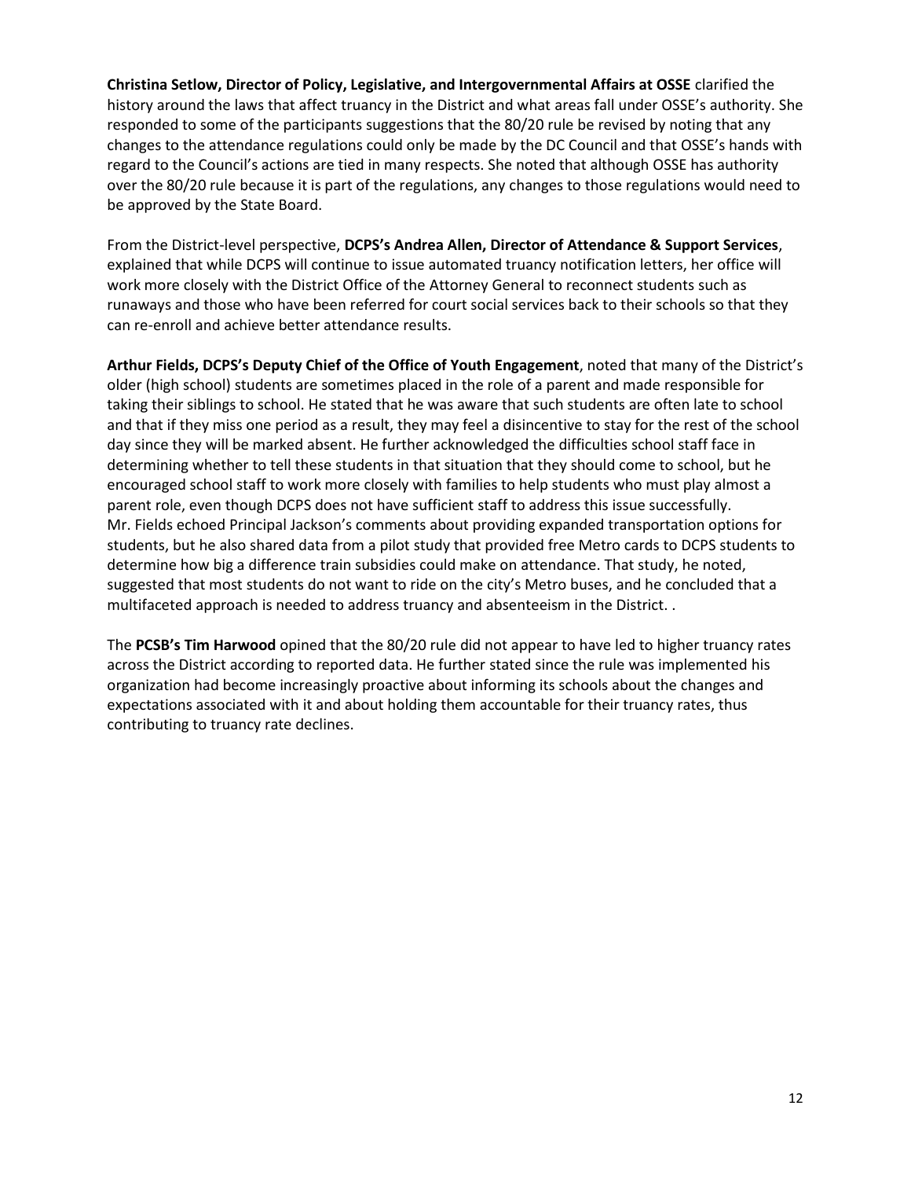**Christina Setlow, Director of Policy, Legislative, and Intergovernmental Affairs at OSSE** clarified the history around the laws that affect truancy in the District and what areas fall under OSSE's authority. She responded to some of the participants suggestions that the 80/20 rule be revised by noting that any changes to the attendance regulations could only be made by the DC Council and that OSSE's hands with regard to the Council's actions are tied in many respects. She noted that although OSSE has authority over the 80/20 rule because it is part of the regulations, any changes to those regulations would need to be approved by the State Board.

From the District-level perspective, **DCPS's Andrea Allen, Director of Attendance & Support Services**, explained that while DCPS will continue to issue automated truancy notification letters, her office will work more closely with the District Office of the Attorney General to reconnect students such as runaways and those who have been referred for court social services back to their schools so that they can re-enroll and achieve better attendance results.

**Arthur Fields, DCPS's Deputy Chief of the Office of Youth Engagement**, noted that many of the District's older (high school) students are sometimes placed in the role of a parent and made responsible for taking their siblings to school. He stated that he was aware that such students are often late to school and that if they miss one period as a result, they may feel a disincentive to stay for the rest of the school day since they will be marked absent. He further acknowledged the difficulties school staff face in determining whether to tell these students in that situation that they should come to school, but he encouraged school staff to work more closely with families to help students who must play almost a parent role, even though DCPS does not have sufficient staff to address this issue successfully. Mr. Fields echoed Principal Jackson's comments about providing expanded transportation options for students, but he also shared data from a pilot study that provided free Metro cards to DCPS students to determine how big a difference train subsidies could make on attendance. That study, he noted, suggested that most students do not want to ride on the city's Metro buses, and he concluded that a multifaceted approach is needed to address truancy and absenteeism in the District. .

The **PCSB's Tim Harwood** opined that the 80/20 rule did not appear to have led to higher truancy rates across the District according to reported data. He further stated since the rule was implemented his organization had become increasingly proactive about informing its schools about the changes and expectations associated with it and about holding them accountable for their truancy rates, thus contributing to truancy rate declines.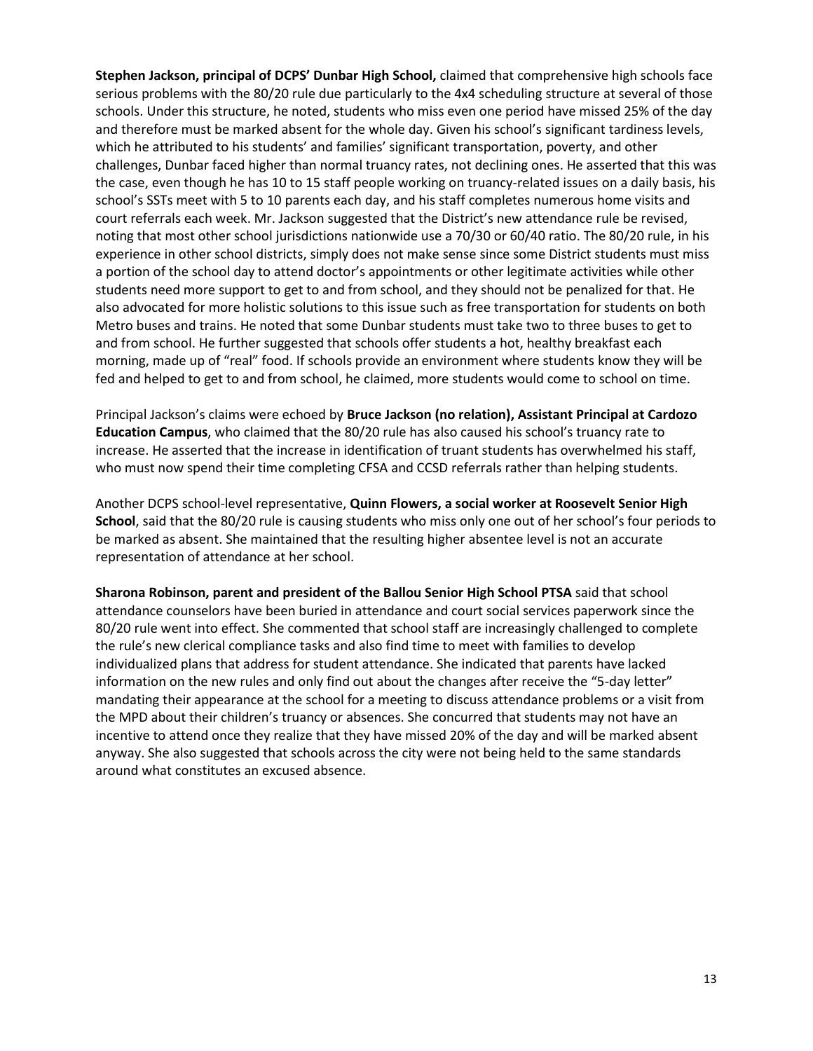**Stephen Jackson, principal of DCPS' Dunbar High School,** claimed that comprehensive high schools face serious problems with the 80/20 rule due particularly to the 4x4 scheduling structure at several of those schools. Under this structure, he noted, students who miss even one period have missed 25% of the day and therefore must be marked absent for the whole day. Given his school's significant tardiness levels, which he attributed to his students' and families' significant transportation, poverty, and other challenges, Dunbar faced higher than normal truancy rates, not declining ones. He asserted that this was the case, even though he has 10 to 15 staff people working on truancy-related issues on a daily basis, his school's SSTs meet with 5 to 10 parents each day, and his staff completes numerous home visits and court referrals each week. Mr. Jackson suggested that the District's new attendance rule be revised, noting that most other school jurisdictions nationwide use a 70/30 or 60/40 ratio. The 80/20 rule, in his experience in other school districts, simply does not make sense since some District students must miss a portion of the school day to attend doctor's appointments or other legitimate activities while other students need more support to get to and from school, and they should not be penalized for that. He also advocated for more holistic solutions to this issue such as free transportation for students on both Metro buses and trains. He noted that some Dunbar students must take two to three buses to get to and from school. He further suggested that schools offer students a hot, healthy breakfast each morning, made up of "real" food. If schools provide an environment where students know they will be fed and helped to get to and from school, he claimed, more students would come to school on time.

Principal Jackson's claims were echoed by **Bruce Jackson (no relation), Assistant Principal at Cardozo Education Campus**, who claimed that the 80/20 rule has also caused his school's truancy rate to increase. He asserted that the increase in identification of truant students has overwhelmed his staff, who must now spend their time completing CFSA and CCSD referrals rather than helping students.

Another DCPS school-level representative, **Quinn Flowers, a social worker at Roosevelt Senior High School**, said that the 80/20 rule is causing students who miss only one out of her school's four periods to be marked as absent. She maintained that the resulting higher absentee level is not an accurate representation of attendance at her school.

**Sharona Robinson, parent and president of the Ballou Senior High School PTSA** said that school attendance counselors have been buried in attendance and court social services paperwork since the 80/20 rule went into effect. She commented that school staff are increasingly challenged to complete the rule's new clerical compliance tasks and also find time to meet with families to develop individualized plans that address for student attendance. She indicated that parents have lacked information on the new rules and only find out about the changes after receive the "5-day letter" mandating their appearance at the school for a meeting to discuss attendance problems or a visit from the MPD about their children's truancy or absences. She concurred that students may not have an incentive to attend once they realize that they have missed 20% of the day and will be marked absent anyway. She also suggested that schools across the city were not being held to the same standards around what constitutes an excused absence.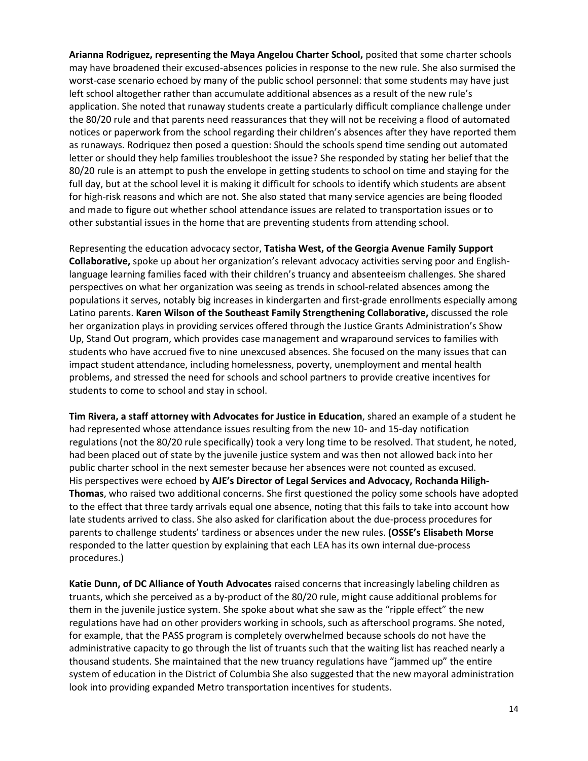**Arianna Rodriguez, representing the Maya Angelou Charter School,** posited that some charter schools may have broadened their excused-absences policies in response to the new rule. She also surmised the worst-case scenario echoed by many of the public school personnel: that some students may have just left school altogether rather than accumulate additional absences as a result of the new rule's application. She noted that runaway students create a particularly difficult compliance challenge under the 80/20 rule and that parents need reassurances that they will not be receiving a flood of automated notices or paperwork from the school regarding their children's absences after they have reported them as runaways. Rodriquez then posed a question: Should the schools spend time sending out automated letter or should they help families troubleshoot the issue? She responded by stating her belief that the 80/20 rule is an attempt to push the envelope in getting students to school on time and staying for the full day, but at the school level it is making it difficult for schools to identify which students are absent for high-risk reasons and which are not. She also stated that many service agencies are being flooded and made to figure out whether school attendance issues are related to transportation issues or to other substantial issues in the home that are preventing students from attending school.

Representing the education advocacy sector, **Tatisha West, of the Georgia Avenue Family Support Collaborative,** spoke up about her organization's relevant advocacy activities serving poor and English-language learning families faced with their children's truancy and absenteeism challenges. She shared perspectives on what her organization was seeing as trends in school-related absences among the populations it serves, notably big increases in kindergarten and first-grade enrollments especially among Latino parents. **Karen Wilson of the Southeast Family Strengthening Collaborative,** discussed the role her organization plays in providing services offered through the Justice Grants Administration's Show Up, Stand Out program, which provides case management and wraparound services to families with students who have accrued five to nine unexcused absences. She focused on the many issues that can impact student attendance, including homelessness, poverty, unemployment and mental health problems, and stressed the need for schools and school partners to provide creative incentives for students to come to school and stay in school.

**Tim Rivera, a staff attorney with Advocates for Justice in Education**, shared an example of a student he had represented whose attendance issues resulting from the new 10- and 15-day notification regulations (not the 80/20 rule specifically) took a very long time to be resolved. That student, he noted, had been placed out of state by the juvenile justice system and was then not allowed back into her public charter school in the next semester because her absences were not counted as excused. His perspectives were echoed by **AJE's Director of Legal Services and Advocacy, Rochanda Hiligh-Thomas**, who raised two additional concerns. She first questioned the policy some schools have adopted to the effect that three tardy arrivals equal one absence, noting that this fails to take into account how late students arrived to class. She also asked for clarification about the due-process procedures for parents to challenge students' tardiness or absences under the new rules. **(OSSE's Elisabeth Morse** responded to the latter question by explaining that each LEA has its own internal due-process procedures.)

**Katie Dunn, of DC Alliance of Youth Advocates** raised concerns that increasingly labeling children as truants, which she perceived as a by-product of the 80/20 rule, might cause additional problems for them in the juvenile justice system. She spoke about what she saw as the "ripple effect" the new regulations have had on other providers working in schools, such as afterschool programs. She noted, for example, that the PASS program is completely overwhelmed because schools do not have the administrative capacity to go through the list of truants such that the waiting list has reached nearly a thousand students. She maintained that the new truancy regulations have "jammed up" the entire system of education in the District of Columbia She also suggested that the new mayoral administration look into providing expanded Metro transportation incentives for students.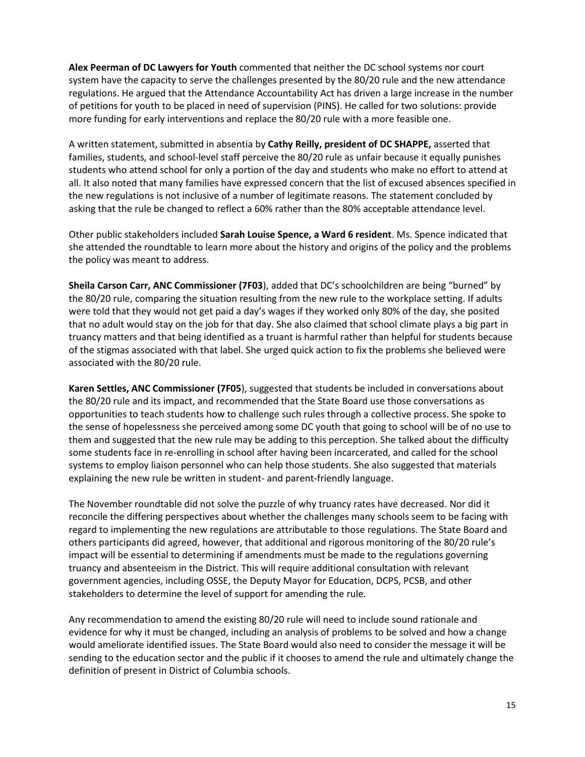**Alex Peerman of DC Lawyers for Youth** commented that neither the DC school systems nor court system have the capacity to serve the challenges presented by the 80/20 rule and the new attendance regulations. He argued that the Attendance Accountability Act has driven a large increase in the number of petitions for youth to be placed in need of supervision (PINS). He called for two solutions: provide more funding for early interventions and replace the 80/20 rule with a more feasible one.

A written statement, submitted in absentia by **Cathy Reilly, president of DC SHAPPE,** asserted that families, students, and school-level staff perceive the 80/20 rule as unfair because it equally punishes students who attend school for only a portion of the day and students who make no effort to attend at all. It also noted that many families have expressed concern that the list of excused absences specified in the new regulations is not inclusive of a number of legitimate reasons. The statement concluded by asking that the rule be changed to reflect a 60% rather than the 80% acceptable attendance level.

Other public stakeholders included **Sarah Louise Spence, a Ward 6 resident**. Ms. Spence indicated that she attended the roundtable to learn more about the history and origins of the policy and the problems the policy was meant to address.

**Sheila Carson Carr, ANC Commissioner (7F03**), added that DC's schoolchildren are being "burned" by the 80/20 rule, comparing the situation resulting from the new rule to the workplace setting. If adults were told that they would not get paid a day's wages if they worked only 80% of the day, she posited that no adult would stay on the job for that day. She also claimed that school climate plays a big part in truancy matters and that being identified as a truant is harmful rather than helpful for students because of the stigmas associated with that label. She urged quick action to fix the problems she believed were associated with the 80/20 rule.

**Karen Settles, ANC Commissioner (7F05**), suggested that students be included in conversations about the 80/20 rule and its impact, and recommended that the State Board use those conversations as opportunities to teach students how to challenge such rules through a collective process. She spoke to the sense of hopelessness she perceived among some DC youth that going to school will be of no use to them and suggested that the new rule may be adding to this perception. She talked about the difficulty some students face in re-enrolling in school after having been incarcerated, and called for the school systems to employ liaison personnel who can help those students. She also suggested that materials explaining the new rule be written in student- and parent-friendly language.

The November roundtable did not solve the puzzle of why truancy rates have decreased. Nor did it reconcile the differing perspectives about whether the challenges many schools seem to be facing with regard to implementing the new regulations are attributable to those regulations. The State Board and others participants did agreed, however, that additional and rigorous monitoring of the 80/20 rule's impact will be essential to determining if amendments must be made to the regulations governing truancy and absenteeism in the District. This will require additional consultation with relevant government agencies, including OSSE, the Deputy Mayor for Education, DCPS, PCSB, and other stakeholders to determine the level of support for amending the rule.

Any recommendation to amend the existing 80/20 rule will need to include sound rationale and evidence for why it must be changed, including an analysis of problems to be solved and how a change would ameliorate identified issues. The State Board would also need to consider the message it will be sending to the education sector and the public if it chooses to amend the rule and ultimately change the definition of present in District of Columbia schools.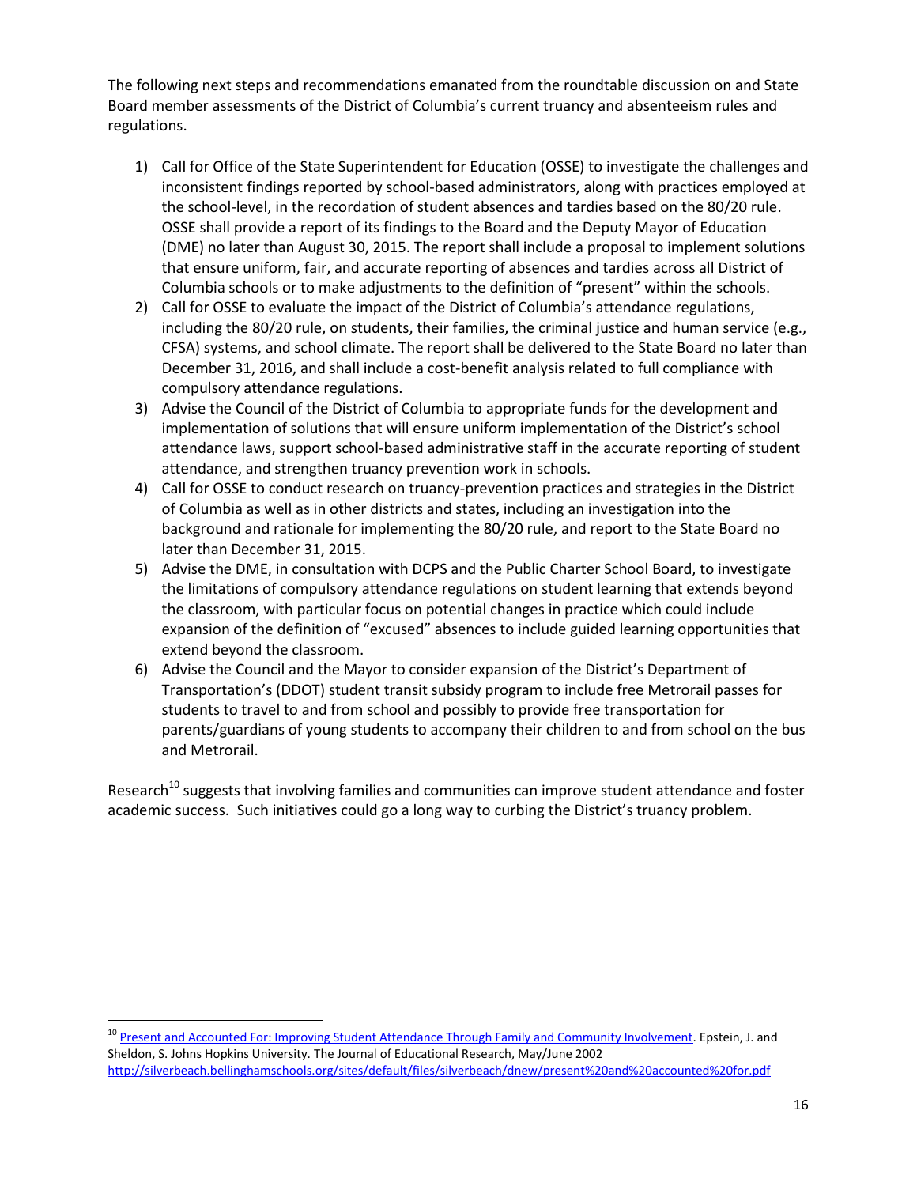The following next steps and recommendations emanated from the roundtable discussion on and State Board member assessments of the District of Columbia's current truancy and absenteeism rules and regulations.

1) Call for Office of the State Superintendent for Education (OSSE) to investigate the challenges and inconsistent findings reported by school-based administrators, along with practices employed at the school-level, in the recordation of student absences and tardies based on the 80/20 rule. OSSE shall provide a report of its findings to the Board and the Deputy Mayor of Education (DME) no later than August 30, 2015. The report shall include a proposal to implement solutions that ensure uniform, fair, and accurate reporting of absences and tardies across all District of Columbia schools or to make adjustments to the definition of "present" within the schools.
2) Call for OSSE to evaluate the impact of the District of Columbia's attendance regulations, including the 80/20 rule, on students, their families, the criminal justice and human service (e.g., CFSA) systems, and school climate. The report shall be delivered to the State Board no later than December 31, 2016, and shall include a cost-benefit analysis related to full compliance with compulsory attendance regulations.
3) Advise the Council of the District of Columbia to appropriate funds for the development and implementation of solutions that will ensure uniform implementation of the District's school attendance laws, support school-based administrative staff in the accurate reporting of student attendance, and strengthen truancy prevention work in schools.
4) Call for OSSE to conduct research on truancy-prevention practices and strategies in the District of Columbia as well as in other districts and states, including an investigation into the background and rationale for implementing the 80/20 rule, and report to the State Board no later than December 31, 2015.
5) Advise the DME, in consultation with DCPS and the Public Charter School Board, to investigate the limitations of compulsory attendance regulations on student learning that extends beyond the classroom, with particular focus on potential changes in practice which could include expansion of the definition of "excused" absences to include guided learning opportunities that extend beyond the classroom.
6) Advise the Council and the Mayor to consider expansion of the District's Department of Transportation's (DDOT) student transit subsidy program to include free Metrorail passes for students to travel to and from school and possibly to provide free transportation for parents/guardians of young students to accompany their children to and from school on the bus and Metrorail.

Research[10] suggests that involving families and communities can improve student attendance and foster academic success. Such initiatives could go a long way to curbing the District's truancy problem.

[10] Present and Accounted For: Improving Student Attendance Through Family and Community Involvement. Epstein, J. and Sheldon, S. Johns Hopkins University. The Journal of Educational Research, May/June 2002 http://silverbeach.bellinghamschools.org/sites/default/files/silverbeach/dnew/present%20and%20accounted%20for.pdf